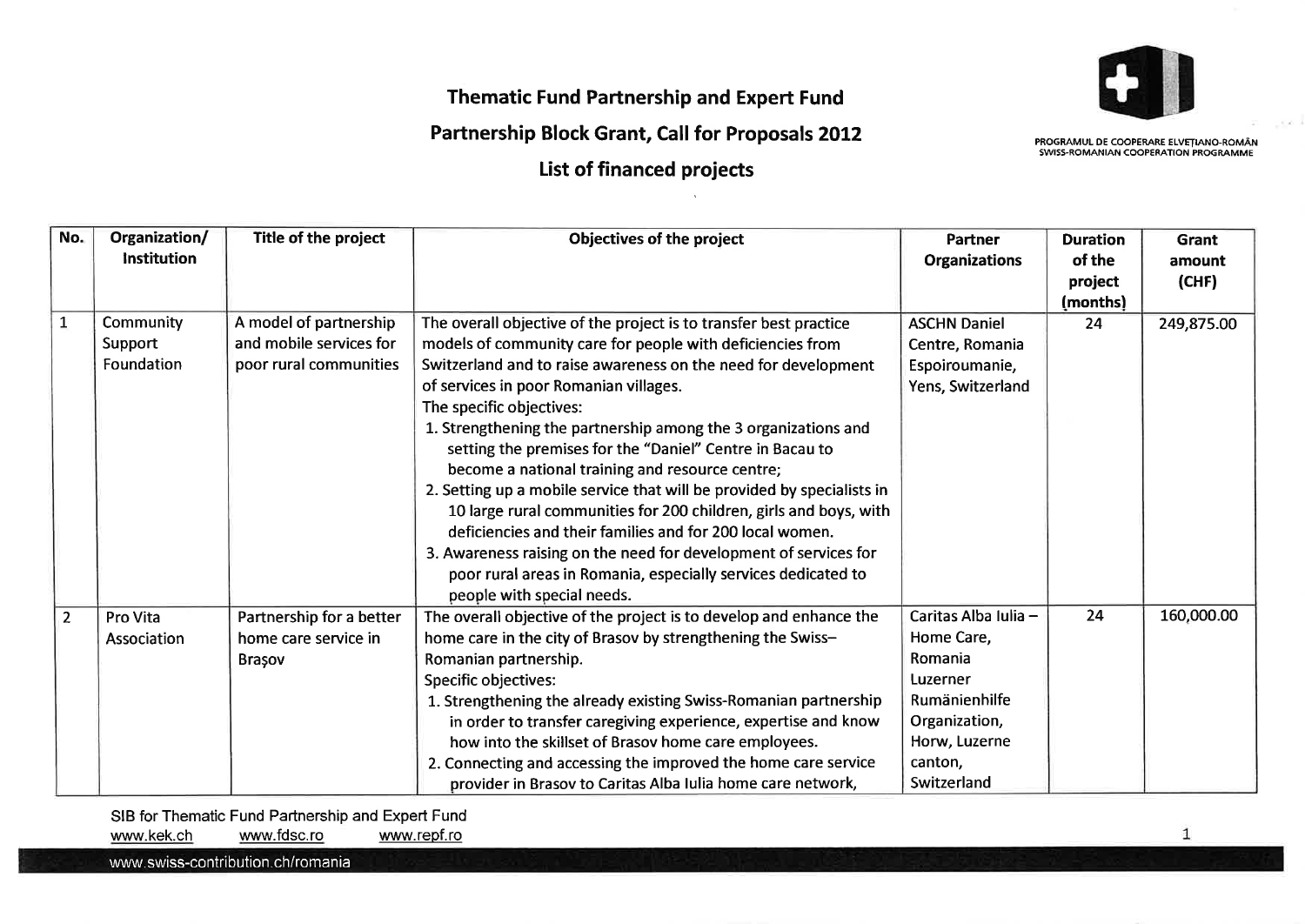# Thematic Fund Partnership and Expert Fund

## Partnership Block Grant, Call for Proposals 2012

## List of financed projects

PROGRAMUL DE COOPERARE ELVEȚIANO-ROMÂN
SWISS-ROMANIAN COOPERATION PROGRAMME

| No. | Organization/ Institution | Title of the project | Objectives of the project | Partner Organizations | Duration of the project (months) | Grant amount (CHF) |
|---|---|---|---|---|---|---|
| 1 | Community Support Foundation | A model of partnership and mobile services for poor rural communities | The overall objective of the project is to transfer best practice models of community care for people with deficiencies from Switzerland and to raise awareness on the need for development of services in poor Romanian villages.<br>The specific objectives:<br>1. Strengthening the partnership among the 3 organizations and setting the premises for the "Daniel" Centre in Bacau to become a national training and resource centre;<br>2. Setting up a mobile service that will be provided by specialists in 10 large rural communities for 200 children, girls and boys, with deficiencies and their families and for 200 local women.<br>3. Awareness raising on the need for development of services for poor rural areas in Romania, especially services dedicated to people with special needs. | ASCHN Daniel Centre, Romania<br>Espoiroumanie, Yens, Switzerland | 24 | 249,875.00 |
| 2 | Pro Vita Association | Partnership for a better home care service in Brașov | The overall objective of the project is to develop and enhance the home care in the city of Brasov by strengthening the Swiss–Romanian partnership.<br>Specific objectives:<br>1. Strengthening the already existing Swiss-Romanian partnership in order to transfer caregiving experience, expertise and know how into the skillset of Brasov home care employees.<br>2. Connecting and accessing the improved the home care service provider in Brasov to Caritas Alba Iulia home care network, | Caritas Alba Iulia – Home Care, Romania<br>Luzerner Rumänienhilfe Organization, Horw, Luzerne canton, Switzerland | 24 | 160,000.00 |

SIB for Thematic Fund Partnership and Expert Fund
www.kek.ch www.fdsc.ro www.repf.ro

www.swiss-contribution.ch/romania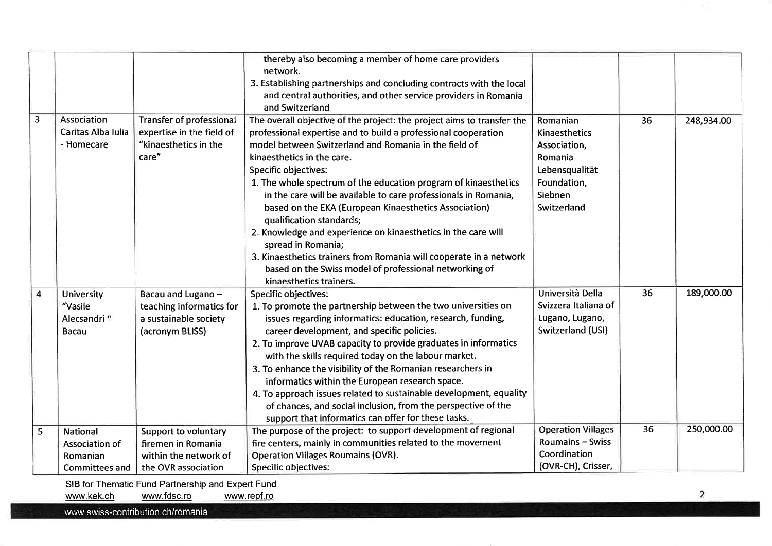| | | | thereby also becoming a member of home care providers network.<br>3. Establishing partnerships and concluding contracts with the local and central authorities, and other service providers in Romania and Switzerland | | | |
|---|---|---|---|---|---|---|
| 3 | Association Caritas Alba Iulia - Homecare | Transfer of professional expertise in the field of "kinaesthetics in the care" | The overall objective of the project: the project aims to transfer the professional expertise and to build a professional cooperation model between Switzerland and Romania in the field of kinaesthetics in the care.<br>Specific objectives:<br>1. The whole spectrum of the education program of kinaesthetics in the care will be available to care professionals in Romania, based on the EKA (European Kinaesthetics Association) qualification standards;<br>2. Knowledge and experience on kinaesthetics in the care will spread in Romania;<br>3. Kinaesthetics trainers from Romania will cooperate in a network based on the Swiss model of professional networking of kinaesthetics trainers. | Romanian Kinaesthetics Association, Romania<br>Lebensqualität Foundation, Siebnen Switzerland | 36 | 248,934.00 |
| 4 | University "Vasile Alecsandri " Bacau | Bacau and Lugano – teaching informatics for a sustainable society (acronym BLISS) | Specific objectives:<br>1. To promote the partnership between the two universities on issues regarding informatics: education, research, funding, career development, and specific policies.<br>2. To improve UVAB capacity to provide graduates in informatics with the skills required today on the labour market.<br>3. To enhance the visibility of the Romanian researchers in informatics within the European research space.<br>4. To approach issues related to sustainable development, equality of chances, and social inclusion, from the perspective of the support that informatics can offer for these tasks. | Università Della Svizzera Italiana of Lugano, Lugano, Switzerland (USI) | 36 | 189,000.00 |
| 5 | National Association of Romanian Committees and | Support to voluntary firemen in Romania within the network of the OVR association | The purpose of the project: to support development of regional fire centers, mainly in communities related to the movement Operation Villages Roumains (OVR).<br>Specific objectives: | Operation Villages Roumains – Swiss Coordination (OVR-CH), Crisser, | 36 | 250,000.00 |

SIB for Thematic Fund Partnership and Expert Fund
www.kek.ch www.fdsc.ro www.repf.ro

www.swiss-contribution.ch/romania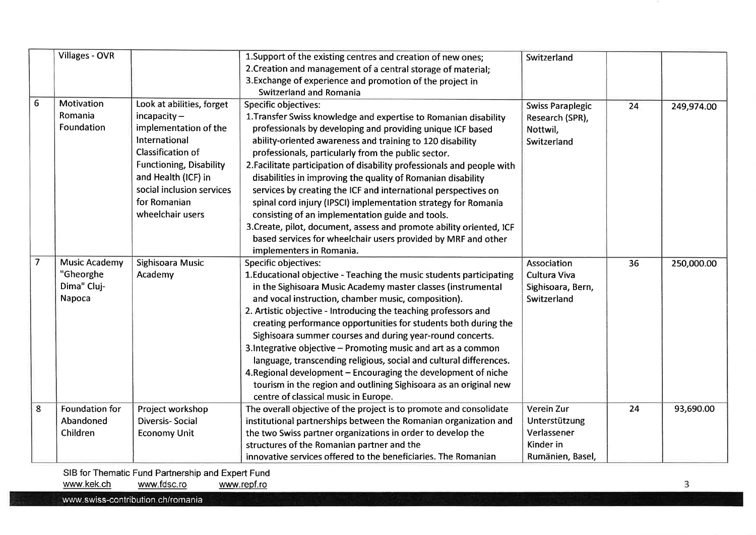| | Villages - OVR | | 1.Support of the existing centres and creation of new ones;<br>2.Creation and management of a central storage of material;<br>3.Exchange of experience and promotion of the project in Switzerland and Romania | Switzerland | | |
|---|---|---|---|---|---|---|
| 6 | Motivation Romania Foundation | Look at abilities, forget incapacity – implementation of the International Classification of Functioning, Disability and Health (ICF) in social inclusion services for Romanian wheelchair users | Specific objectives:<br>1.Transfer Swiss knowledge and expertise to Romanian disability professionals by developing and providing unique ICF based ability-oriented awareness and training to 120 disability professionals, particularly from the public sector.<br>2.Facilitate participation of disability professionals and people with disabilities in improving the quality of Romanian disability services by creating the ICF and international perspectives on spinal cord injury (IPSCI) implementation strategy for Romania consisting of an implementation guide and tools.<br>3.Create, pilot, document, assess and promote ability oriented, ICF based services for wheelchair users provided by MRF and other implementers in Romania. | Swiss Paraplegic Research (SPR), Nottwil, Switzerland | 24 | 249,974.00 |
| 7 | Music Academy "Gheorghe Dima" Cluj-Napoca | Sighisoara Music Academy | Specific objectives:<br>1.Educational objective - Teaching the music students participating in the Sighisoara Music Academy master classes (instrumental and vocal instruction, chamber music, composition).<br>2. Artistic objective - Introducing the teaching professors and creating performance opportunities for students both during the Sighisoara summer courses and during year-round concerts.<br>3.Integrative objective – Promoting music and art as a common language, transcending religious, social and cultural differences.<br>4.Regional development – Encouraging the development of niche tourism in the region and outlining Sighisoara as an original new centre of classical music in Europe. | Association Cultura Viva Sighisoara, Bern, Switzerland | 36 | 250,000.00 |
| 8 | Foundation for Abandoned Children | Project workshop Diversis- Social Economy Unit | The overall objective of the project is to promote and consolidate institutional partnerships between the Romanian organization and the two Swiss partner organizations in order to develop the structures of the Romanian partner and the innovative services offered to the beneficiaries. The Romanian | Verein Zur Unterstützung Verlassener Kinder in Rumänien, Basel, | 24 | 93,690.00 |

SIB for Thematic Fund Partnership and Expert Fund
www.kek.ch www.fdsc.ro www.repf.ro

www.swiss-contribution.ch/romania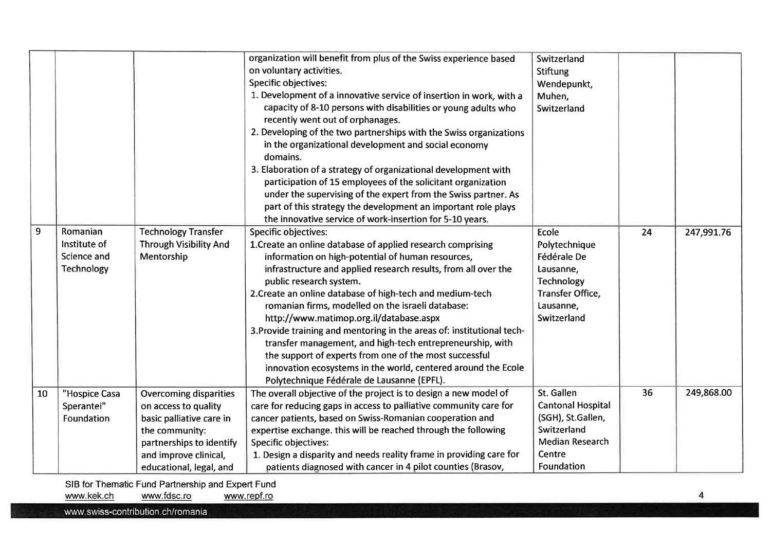| | | | | | | |
|---|---|---|---|---|---|---|
| | | | organization will benefit from plus of the Swiss experience based on voluntary activities.<br>Specific objectives:<br>1. Development of a innovative service of insertion in work, with a capacity of 8-10 persons with disabilities or young adults who recently went out of orphanages.<br>2. Developing of the two partnerships with the Swiss organizations in the organizational development and social economy domains.<br>3. Elaboration of a strategy of organizational development with participation of 15 employees of the solicitant organization under the supervising of the expert from the Swiss partner. As part of this strategy the development an important role plays the innovative service of work-insertion for 5-10 years. | Switzerland Stiftung Wendepunkt, Muhen, Switzerland | | |
| 9 | Romanian Institute of Science and Technology | Technology Transfer Through Visibility And Mentorship | Specific objectives:<br>1.Create an online database of applied research comprising information on high-potential of human resources, infrastructure and applied research results, from all over the public research system.<br>2.Create an online database of high-tech and medium-tech romanian firms, modelled on the israeli database: http://www.matimop.org.il/database.aspx<br>3.Provide training and mentoring in the areas of: institutional tech-transfer management, and high-tech entrepreneurship, with the support of experts from one of the most successful innovation ecosystems in the world, centered around the Ecole Polytechnique Fédérale de Lausanne (EPFL). | Ecole Polytechnique Fédérale De Lausanne, Technology Transfer Office, Lausanne, Switzerland | 24 | 247,991.76 |
| 10 | "Hospice Casa Sperantei" Foundation | Overcoming disparities on access to quality basic palliative care in the community: partnerships to identify and improve clinical, educational, legal, and | The overall objective of the project is to design a new model of care for reducing gaps in access to palliative community care for cancer patients, based on Swiss-Romanian cooperation and expertise exchange. this will be reached through the following Specific objectives:<br>1. Design a disparity and needs reality frame in providing care for patients diagnosed with cancer in 4 pilot counties (Brasov, | St. Gallen Cantonal Hospital (SGH), St.Gallen, Switzerland<br>Median Research Centre Foundation | 36 | 249,868.00 |

SIB for Thematic Fund Partnership and Expert Fund
www.kek.ch www.fdsc.ro www.repf.ro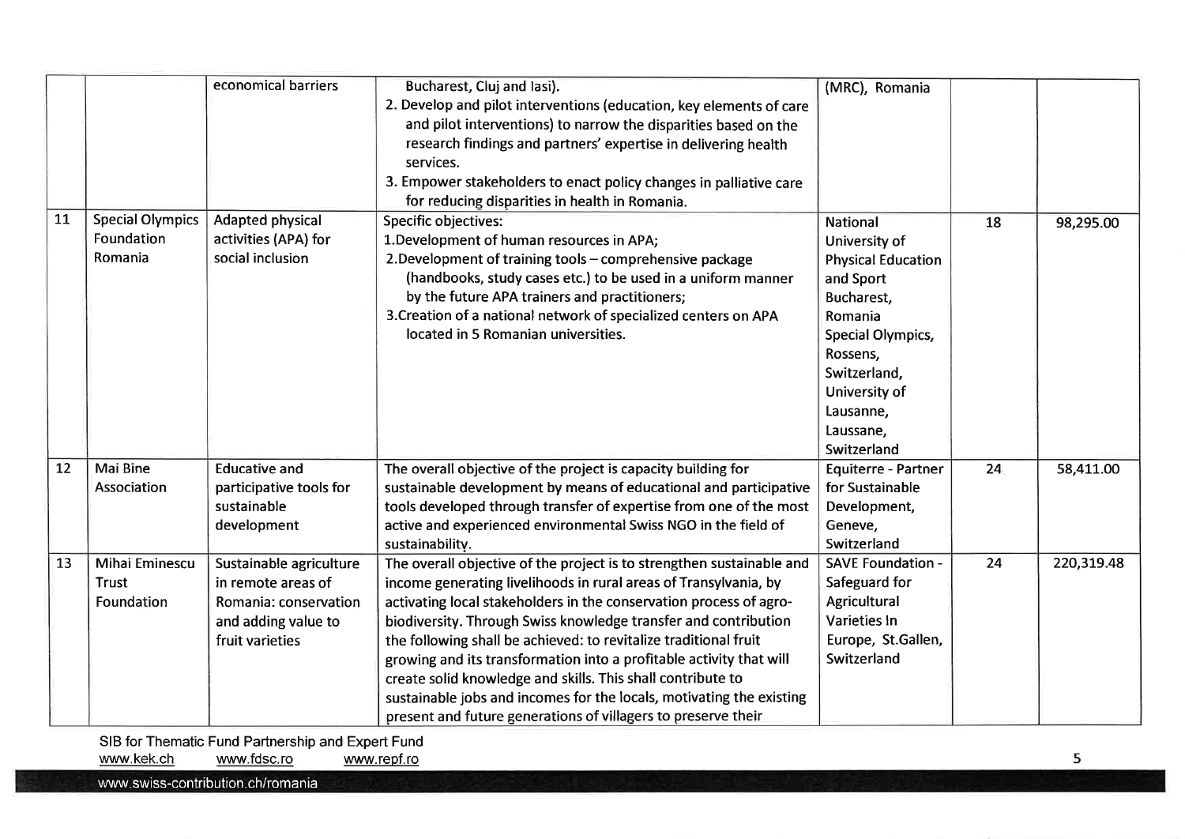| | | | | | | |
|---|---|---|---|---|---|---|
| | | economical barriers | Bucharest, Cluj and Iasi).<br>2. Develop and pilot interventions (education, key elements of care and pilot interventions) to narrow the disparities based on the research findings and partners' expertise in delivering health services.<br>3. Empower stakeholders to enact policy changes in palliative care for reducing disparities in health in Romania. | (MRC), Romania | | |
| 11 | Special Olympics Foundation Romania | Adapted physical activities (APA) for social inclusion | Specific objectives:<br>1.Development of human resources in APA;<br>2.Development of training tools – comprehensive package (handbooks, study cases etc.) to be used in a uniform manner by the future APA trainers and practitioners;<br>3.Creation of a national network of specialized centers on APA located in 5 Romanian universities. | National University of Physical Education and Sport Bucharest, Romania<br>Special Olympics, Rossens, Switzerland,<br>University of Lausanne, Laussane, Switzerland | 18 | 98,295.00 |
| 12 | Mai Bine Association | Educative and participative tools for sustainable development | The overall objective of the project is capacity building for sustainable development by means of educational and participative tools developed through transfer of expertise from one of the most active and experienced environmental Swiss NGO in the field of sustainability. | Equiterre - Partner for Sustainable Development, Geneve, Switzerland | 24 | 58,411.00 |
| 13 | Mihai Eminescu Trust Foundation | Sustainable agriculture in remote areas of Romania: conservation and adding value to fruit varieties | The overall objective of the project is to strengthen sustainable and income generating livelihoods in rural areas of Transylvania, by activating local stakeholders in the conservation process of agro-biodiversity. Through Swiss knowledge transfer and contribution the following shall be achieved: to revitalize traditional fruit growing and its transformation into a profitable activity that will create solid knowledge and skills. This shall contribute to sustainable jobs and incomes for the locals, motivating the existing present and future generations of villagers to preserve their | SAVE Foundation - Safeguard for Agricultural Varieties In Europe, St.Gallen, Switzerland | 24 | 220,319.48 |

SIB for Thematic Fund Partnership and Expert Fund
www.kek.ch www.fdsc.ro www.repf.ro

www.swiss-contribution.ch/romania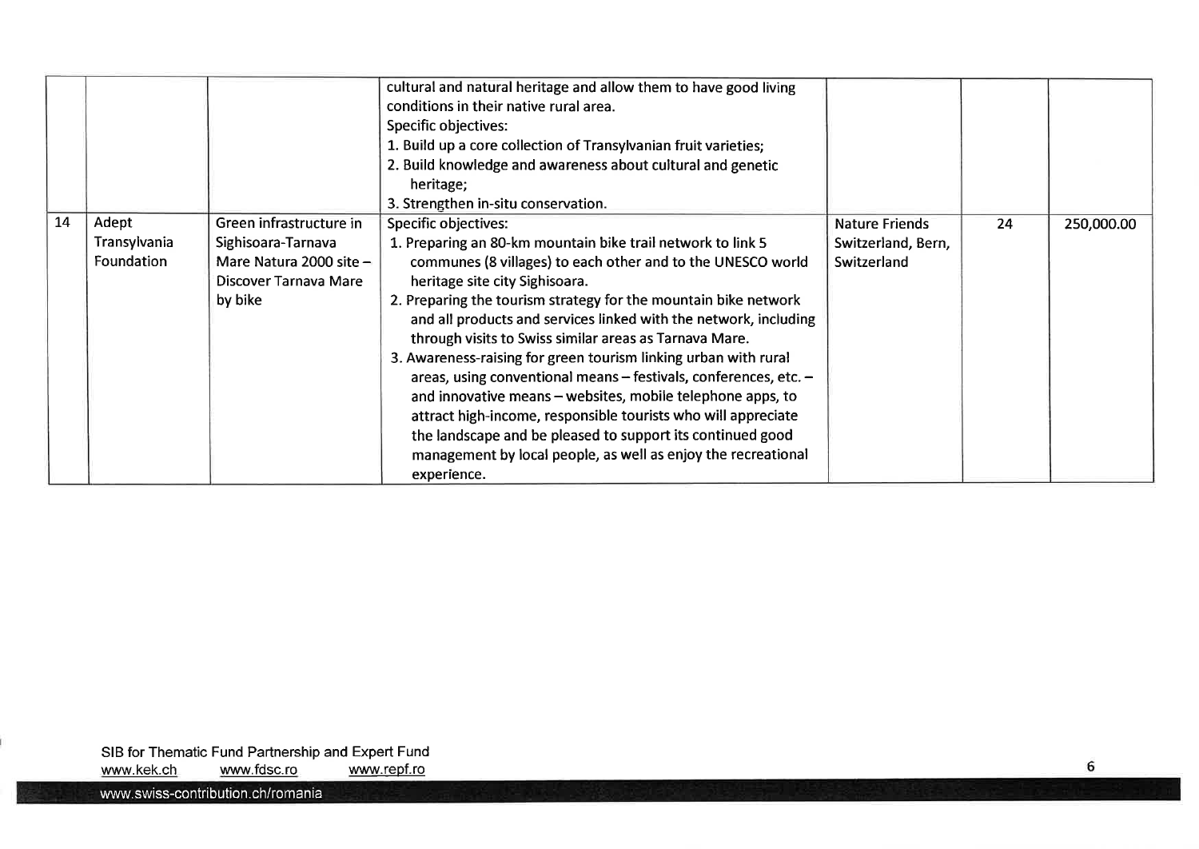| | | | | | | |
|---|---|---|---|---|---|---|
| | | | cultural and natural heritage and allow them to have good living conditions in their native rural area.<br>Specific objectives:<br>1. Build up a core collection of Transylvanian fruit varieties;<br>2. Build knowledge and awareness about cultural and genetic heritage;<br>3. Strengthen in-situ conservation. | | | |
| 14 | Adept Transylvania Foundation | Green infrastructure in Sighisoara-Tarnava Mare Natura 2000 site – Discover Tarnava Mare by bike | Specific objectives:<br>1. Preparing an 80-km mountain bike trail network to link 5 communes (8 villages) to each other and to the UNESCO world heritage site city Sighisoara.<br>2. Preparing the tourism strategy for the mountain bike network and all products and services linked with the network, including through visits to Swiss similar areas as Tarnava Mare.<br>3. Awareness-raising for green tourism linking urban with rural areas, using conventional means – festivals, conferences, etc. – and innovative means – websites, mobile telephone apps, to attract high-income, responsible tourists who will appreciate the landscape and be pleased to support its continued good management by local people, as well as enjoy the recreational experience. | Nature Friends Switzerland, Bern, Switzerland | 24 | 250,000.00 |

SIB for Thematic Fund Partnership and Expert Fund
www.kek.ch www.fdsc.ro www.repf.ro

www.swiss-contribution.ch/romania